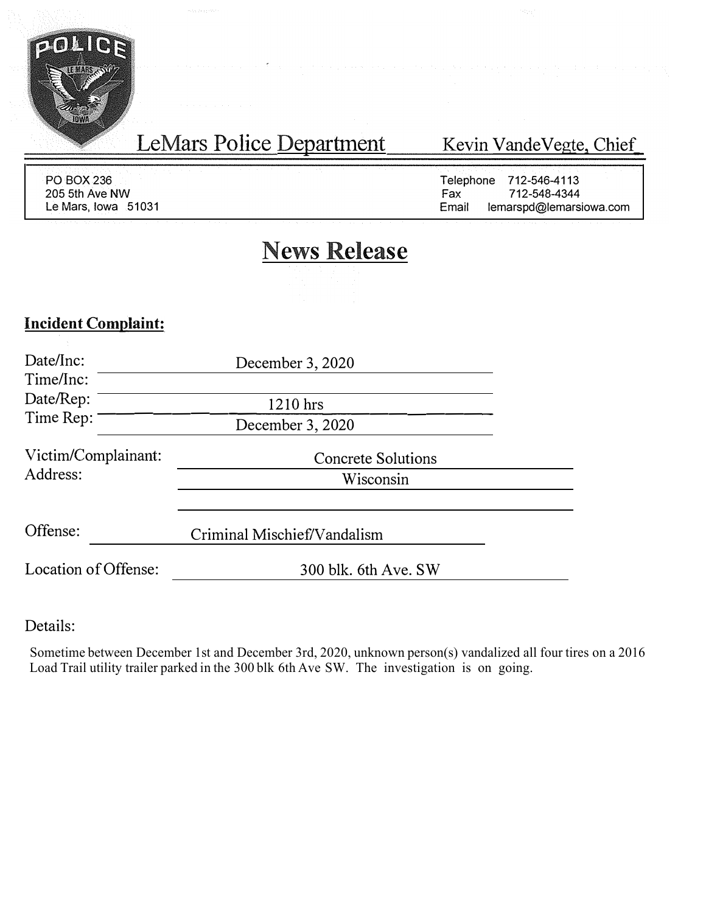# LeMars Police Department

Kevin VandeVegte, Chief

PO BOX 236
205 5th Ave NW
Le Mars, Iowa 51031

Telephone 712-546-4113
Fax 712-548-4344
Email lemarspd@lemarsiowa.com

## News Release

**Incident Complaint:**

Date/Inc: December 3, 2020
Time/Inc:
Date/Rep: 1210 hrs
Time Rep: December 3, 2020

Victim/Complainant: Concrete Solutions
Address: Wisconsin

Offense: Criminal Mischief/Vandalism

Location of Offense: 300 blk. 6th Ave. SW

Details:

Sometime between December 1st and December 3rd, 2020, unknown person(s) vandalized all four tires on a 2016 Load Trail utility trailer parked in the 300 blk 6th Ave SW. The investigation is on going.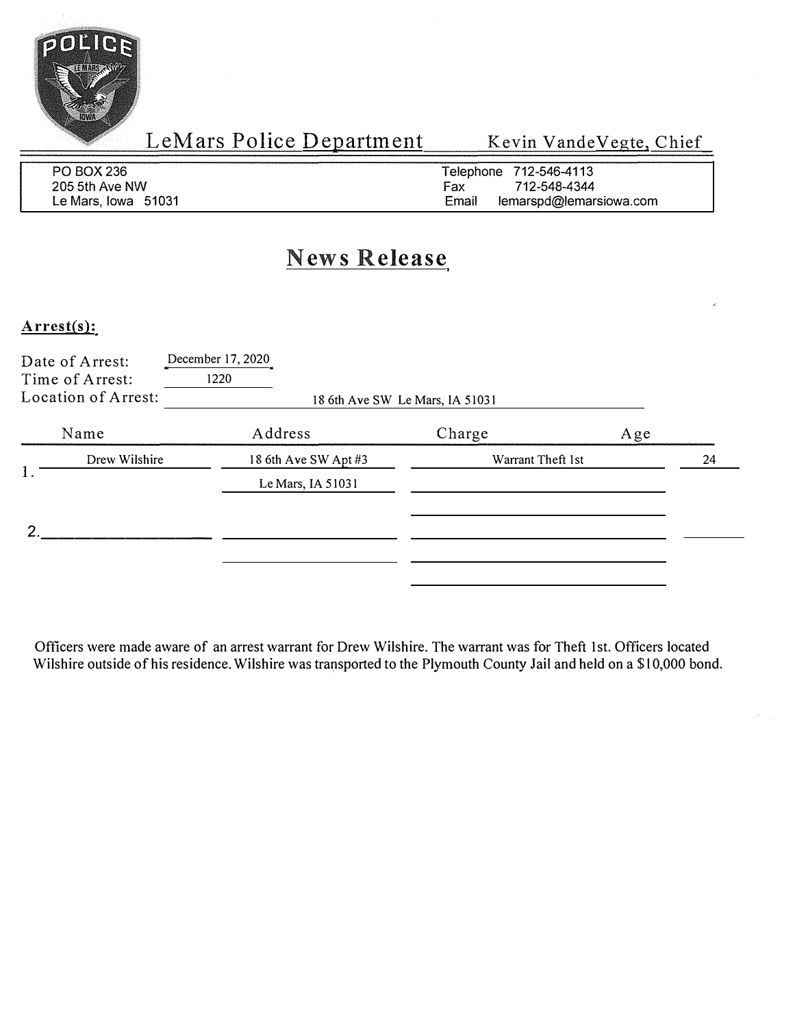# LeMars Police Department

Kevin VandeVegte, Chief

PO BOX 236
205 5th Ave NW
Le Mars, Iowa 51031

Telephone 712-546-4113
Fax 712-548-4344
Email lemarspd@lemarsiowa.com

## News Release

**Arrest(s):**

Date of Arrest: December 17, 2020
Time of Arrest: 1220
Location of Arrest: 18 6th Ave SW Le Mars, IA 51031

| | Name | Address | Charge | Age |
|---|---|---|---|---|
| 1. | Drew Wilshire | 18 6th Ave SW Apt #3 Le Mars, IA 51031 | Warrant Theft 1st | 24 |
| 2. | | | | |

Officers were made aware of an arrest warrant for Drew Wilshire. The warrant was for Theft 1st. Officers located Wilshire outside of his residence. Wilshire was transported to the Plymouth County Jail and held on a $10,000 bond.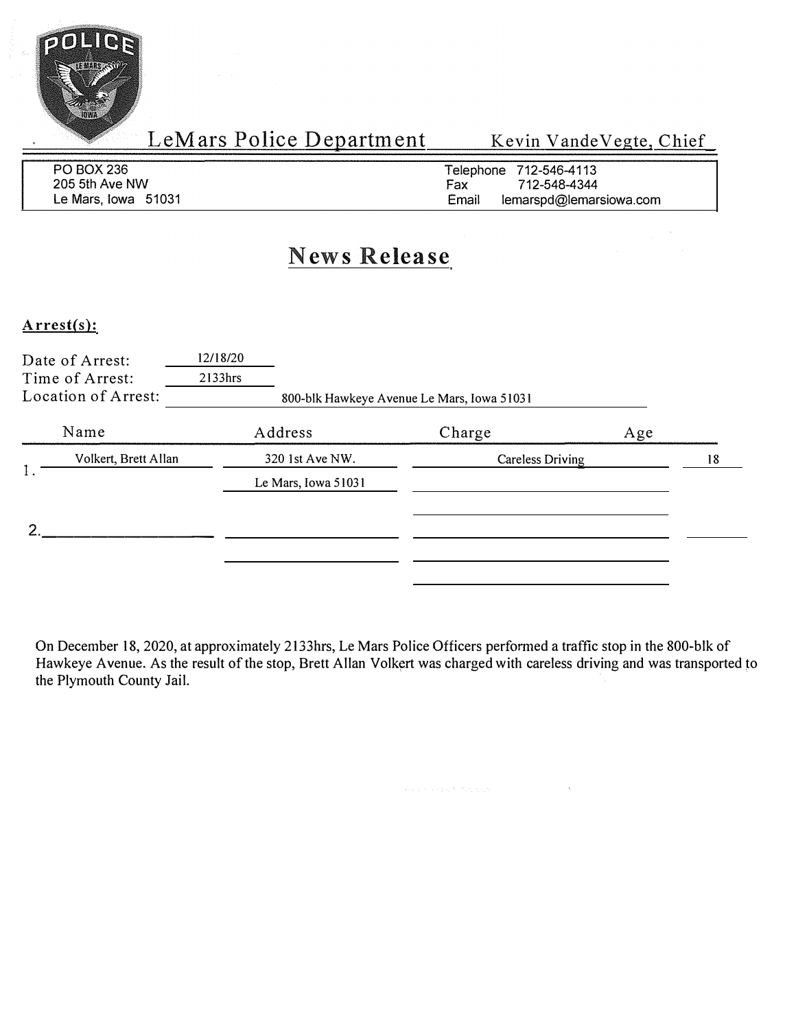LeMars Police Department — Kevin VandeVegte, Chief

PO BOX 236
205 5th Ave NW
Le Mars, Iowa 51031

Telephone 712-546-4113
Fax 712-548-4344
Email lemarspd@lemarsiowa.com

# News Release

## Arrest(s):

Date of Arrest: 12/18/20
Time of Arrest: 2133hrs
Location of Arrest: 800-blk Hawkeye Avenue Le Mars, Iowa 51031

| | Name | Address | Charge | Age |
|---|---|---|---|---|
| 1. | Volkert, Brett Allan | 320 1st Ave NW. Le Mars, Iowa 51031 | Careless Driving | 18 |
| 2. | | | | |

On December 18, 2020, at approximately 2133hrs, Le Mars Police Officers performed a traffic stop in the 800-blk of Hawkeye Avenue. As the result of the stop, Brett Allan Volkert was charged with careless driving and was transported to the Plymouth County Jail.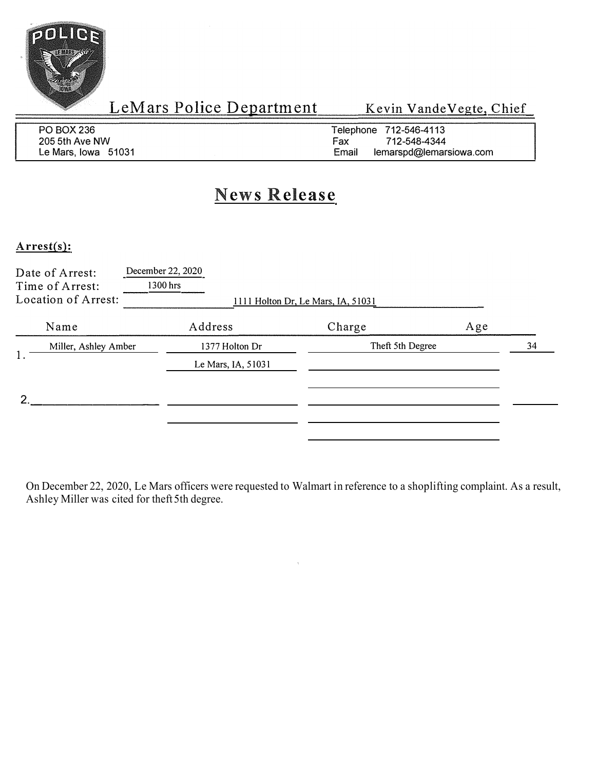# LeMars Police Department

Kevin VandeVegte, Chief

PO BOX 236
205 5th Ave NW
Le Mars, Iowa 51031

Telephone 712-546-4113
Fax 712-548-4344
Email lemarspd@lemarsiowa.com

## News Release

### Arrest(s):

Date of Arrest: December 22, 2020
Time of Arrest: 1300 hrs
Location of Arrest: 1111 Holton Dr, Le Mars, IA, 51031

| | Name | Address | Charge | Age |
|---|---|---|---|---|
| 1. | Miller, Ashley Amber | 1377 Holton Dr<br>Le Mars, IA, 51031 | Theft 5th Degree | 34 |
| 2. | | | | |

On December 22, 2020, Le Mars officers were requested to Walmart in reference to a shoplifting complaint. As a result, Ashley Miller was cited for theft 5th degree.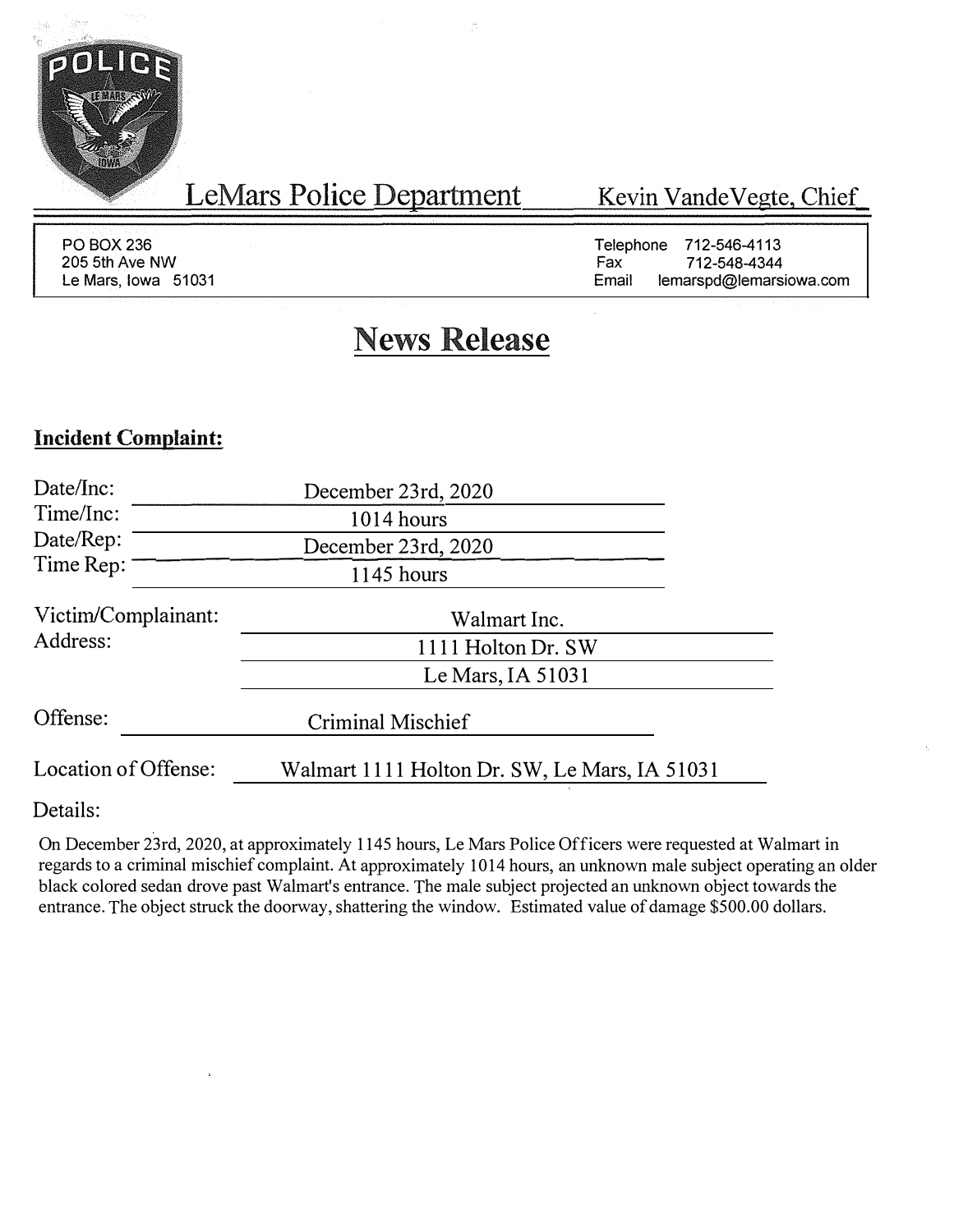POLICE LE MARS IOWA

# LeMars Police Department

Kevin VandeVegte, Chief

PO BOX 236
205 5th Ave NW
Le Mars, Iowa 51031

Telephone 712-546-4113
Fax 712-548-4344
Email lemarspd@lemarsiowa.com

## News Release

### Incident Complaint:

Date/Inc: December 23rd, 2020
Time/Inc: 1014 hours
Date/Rep: December 23rd, 2020
Time Rep: 1145 hours

Victim/Complainant: Walmart Inc.
Address: 1111 Holton Dr. SW
Le Mars, IA 51031

Offense: Criminal Mischief

Location of Offense: Walmart 1111 Holton Dr. SW, Le Mars, IA 51031

Details:

On December 23rd, 2020, at approximately 1145 hours, Le Mars Police Officers were requested at Walmart in regards to a criminal mischief complaint. At approximately 1014 hours, an unknown male subject operating an older black colored sedan drove past Walmart's entrance. The male subject projected an unknown object towards the entrance. The object struck the doorway, shattering the window. Estimated value of damage $500.00 dollars.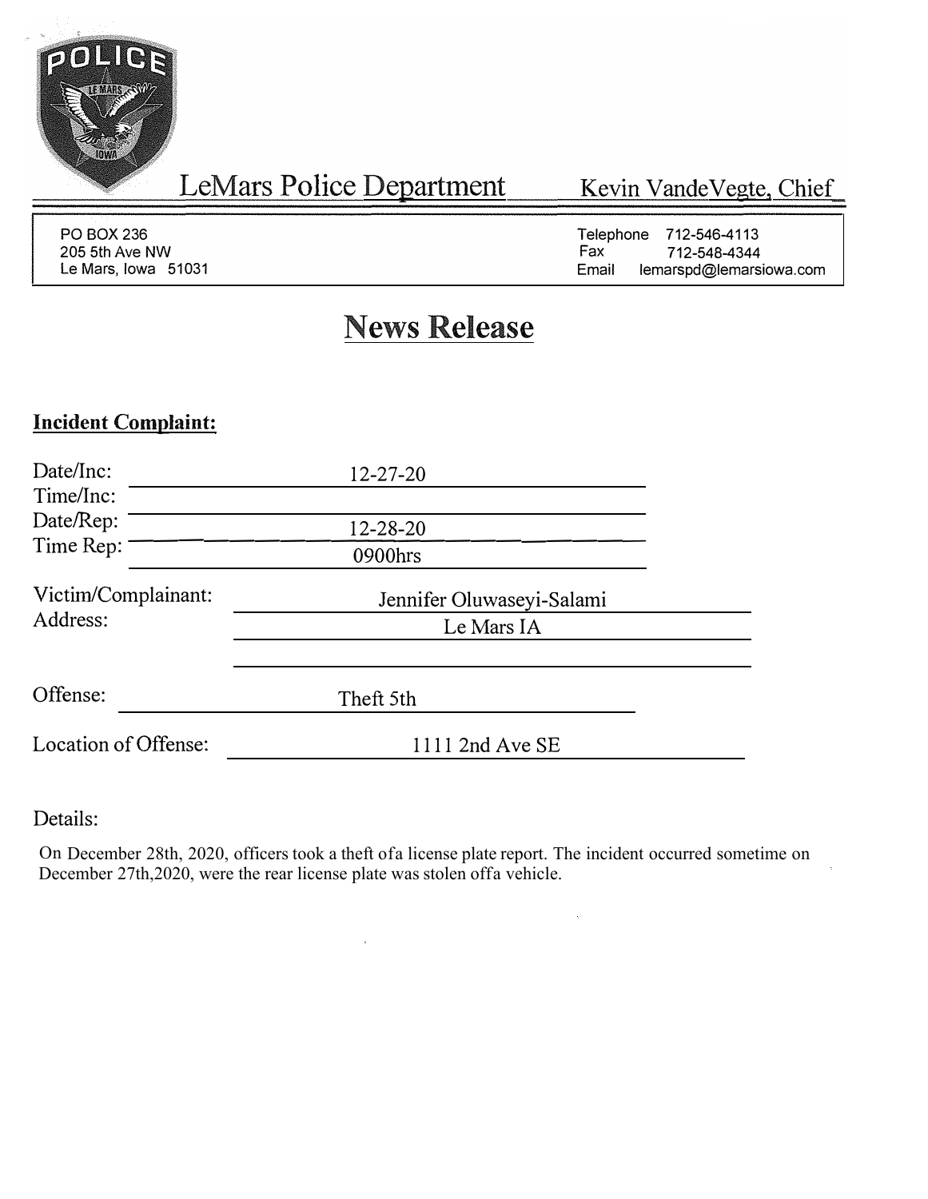LeMars Police Department — Kevin VandeVegte, Chief

PO BOX 236
205 5th Ave NW
Le Mars, Iowa 51031

Telephone 712-546-4113
Fax 712-548-4344
Email lemarspd@lemarsiowa.com

# News Release

## Incident Complaint:

Date/Inc: 12-27-20
Time/Inc:
Date/Rep: 12-28-20
Time Rep: 0900hrs

Victim/Complainant: Jennifer Oluwaseyi-Salami
Address: Le Mars IA

Offense: Theft 5th

Location of Offense: 1111 2nd Ave SE

Details:

On December 28th, 2020, officers took a theft ofa license plate report. The incident occurred sometime on December 27th,2020, were the rear license plate was stolen offa vehicle.